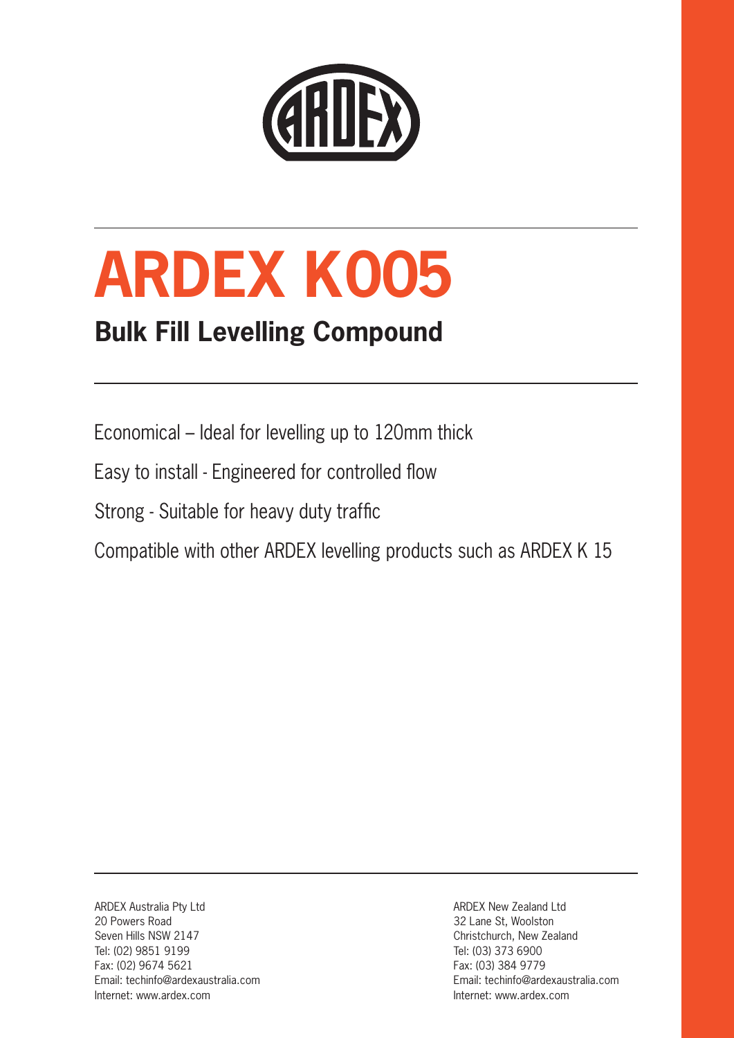# ARDEX K005

## Bulk Fill Levelling Compound

Economical – Ideal for levelling up to 120mm thick

Easy to install - Engineered for controlled flow

Strong - Suitable for heavy duty traffic

Compatible with other ARDEX levelling products such as ARDEX K 15

ARDEX Australia Pty Ltd
20 Powers Road
Seven Hills NSW 2147
Tel: (02) 9851 9199
Fax: (02) 9674 5621
Email: techinfo@ardexaustralia.com
Internet: www.ardex.com

ARDEX New Zealand Ltd
32 Lane St, Woolston
Christchurch, New Zealand
Tel: (03) 373 6900
Fax: (03) 384 9779
Email: techinfo@ardexaustralia.com
Internet: www.ardex.com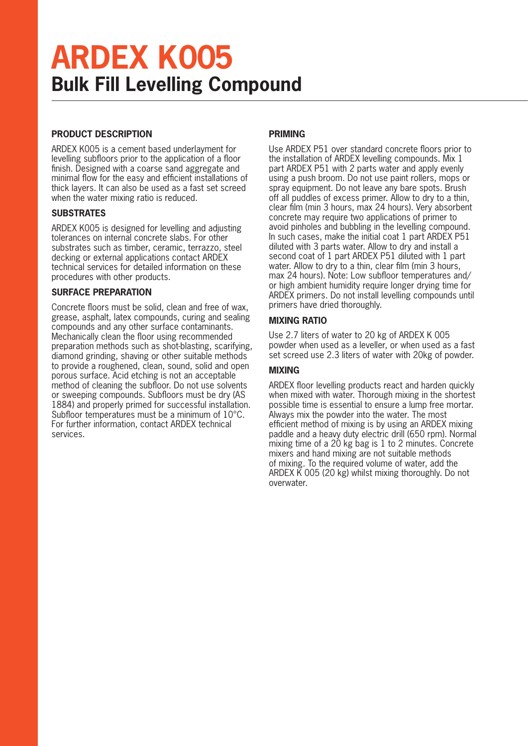# ARDEX K005

## Bulk Fill Levelling Compound

### PRODUCT DESCRIPTION

ARDEX K005 is a cement based underlayment for levelling subfloors prior to the application of a floor finish. Designed with a coarse sand aggregate and minimal flow for the easy and efficient installations of thick layers. It can also be used as a fast set screed when the water mixing ratio is reduced.

### SUBSTRATES

ARDEX K005 is designed for levelling and adjusting tolerances on internal concrete slabs. For other substrates such as timber, ceramic, terrazzo, steel decking or external applications contact ARDEX technical services for detailed information on these procedures with other products.

### SURFACE PREPARATION

Concrete floors must be solid, clean and free of wax, grease, asphalt, latex compounds, curing and sealing compounds and any other surface contaminants. Mechanically clean the floor using recommended preparation methods such as shot-blasting, scarifying, diamond grinding, shaving or other suitable methods to provide a roughened, clean, sound, solid and open porous surface. Acid etching is not an acceptable method of cleaning the subfloor. Do not use solvents or sweeping compounds. Subfloors must be dry (AS 1884) and properly primed for successful installation. Subfloor temperatures must be a minimum of 10°C. For further information, contact ARDEX technical services.

### PRIMING

Use ARDEX P51 over standard concrete floors prior to the installation of ARDEX levelling compounds. Mix 1 part ARDEX P51 with 2 parts water and apply evenly using a push broom. Do not use paint rollers, mops or spray equipment. Do not leave any bare spots. Brush off all puddles of excess primer. Allow to dry to a thin, clear film (min 3 hours, max 24 hours). Very absorbent concrete may require two applications of primer to avoid pinholes and bubbling in the levelling compound. In such cases, make the initial coat 1 part ARDEX P51 diluted with 3 parts water. Allow to dry and install a second coat of 1 part ARDEX P51 diluted with 1 part water. Allow to dry to a thin, clear film (min 3 hours, max 24 hours). Note: Low subfloor temperatures and/or high ambient humidity require longer drying time for ARDEX primers. Do not install levelling compounds until primers have dried thoroughly.

### MIXING RATIO

Use 2.7 liters of water to 20 kg of ARDEX K 005 powder when used as a leveller, or when used as a fast set screed use 2.3 liters of water with 20kg of powder.

### MIXING

ARDEX floor levelling products react and harden quickly when mixed with water. Thorough mixing in the shortest possible time is essential to ensure a lump free mortar. Always mix the powder into the water. The most efficient method of mixing is by using an ARDEX mixing paddle and a heavy duty electric drill (650 rpm). Normal mixing time of a 20 kg bag is 1 to 2 minutes. Concrete mixers and hand mixing are not suitable methods of mixing. To the required volume of water, add the ARDEX K 005 (20 kg) whilst mixing thoroughly. Do not overwater.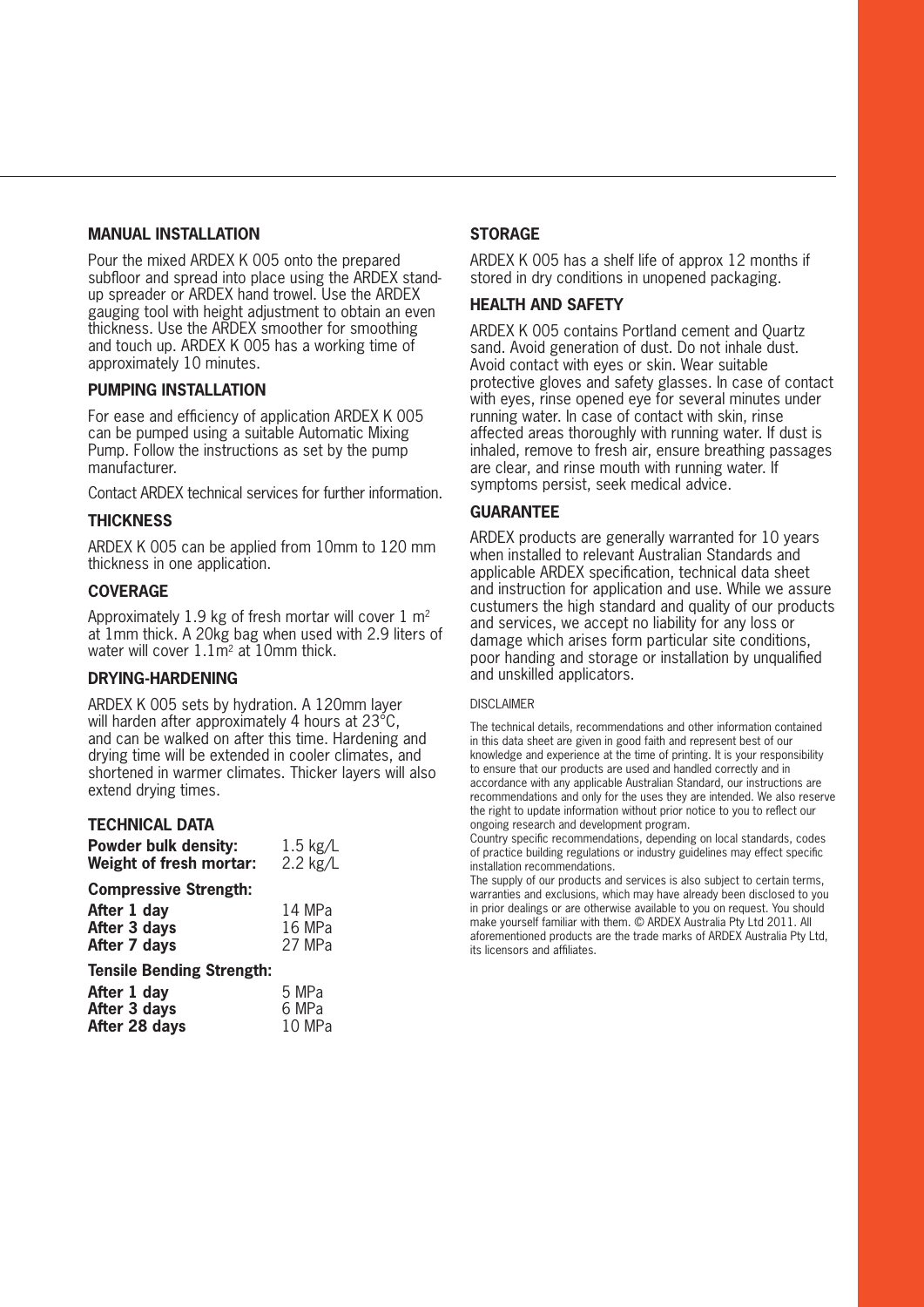## MANUAL INSTALLATION

Pour the mixed ARDEX K 005 onto the prepared subfloor and spread into place using the ARDEX stand-up spreader or ARDEX hand trowel. Use the ARDEX gauging tool with height adjustment to obtain an even thickness. Use the ARDEX smoother for smoothing and touch up. ARDEX K 005 has a working time of approximately 10 minutes.

## PUMPING INSTALLATION

For ease and efficiency of application ARDEX K 005 can be pumped using a suitable Automatic Mixing Pump. Follow the instructions as set by the pump manufacturer.

Contact ARDEX technical services for further information.

## THICKNESS

ARDEX K 005 can be applied from 10mm to 120 mm thickness in one application.

## COVERAGE

Approximately 1.9 kg of fresh mortar will cover 1 $m^2$ at 1mm thick. A 20kg bag when used with 2.9 liters of water will cover 1.1$m^2$ at 10mm thick.

## DRYING-HARDENING

ARDEX K 005 sets by hydration. A 120mm layer will harden after approximately 4 hours at 23°C, and can be walked on after this time. Hardening and drying time will be extended in cooler climates, and shortened in warmer climates. Thicker layers will also extend drying times.

## TECHNICAL DATA

| | |
|---|---|
| **Powder bulk density:** | 1.5 kg/L |
| **Weight of fresh mortar:** | 2.2 kg/L |
| **Compressive Strength:** | |
| **After 1 day** | 14 MPa |
| **After 3 days** | 16 MPa |
| **After 7 days** | 27 MPa |
| **Tensile Bending Strength:** | |
| **After 1 day** | 5 MPa |
| **After 3 days** | 6 MPa |
| **After 28 days** | 10 MPa |

## STORAGE

ARDEX K 005 has a shelf life of approx 12 months if stored in dry conditions in unopened packaging.

## HEALTH AND SAFETY

ARDEX K 005 contains Portland cement and Quartz sand. Avoid generation of dust. Do not inhale dust. Avoid contact with eyes or skin. Wear suitable protective gloves and safety glasses. In case of contact with eyes, rinse opened eye for several minutes under running water. In case of contact with skin, rinse affected areas thoroughly with running water. If dust is inhaled, remove to fresh air, ensure breathing passages are clear, and rinse mouth with running water. If symptoms persist, seek medical advice.

## GUARANTEE

ARDEX products are generally warranted for 10 years when installed to relevant Australian Standards and applicable ARDEX specification, technical data sheet and instruction for application and use. While we assure custumers the high standard and quality of our products and services, we accept no liability for any loss or damage which arises form particular site conditions, poor handing and storage or installation by unqualified and unskilled applicators.

DISCLAIMER

The technical details, recommendations and other information contained in this data sheet are given in good faith and represent best of our knowledge and experience at the time of printing. It is your responsibility to ensure that our products are used and handled correctly and in accordance with any applicable Australian Standard, our instructions are recommendations and only for the uses they are intended. We also reserve the right to update information without prior notice to you to reflect our ongoing research and development program.

Country specific recommendations, depending on local standards, codes of practice building regulations or industry guidelines may effect specific installation recommendations.

The supply of our products and services is also subject to certain terms, warranties and exclusions, which may have already been disclosed to you in prior dealings or are otherwise available to you on request. You should make yourself familiar with them. © ARDEX Australia Pty Ltd 2011. All aforementioned products are the trade marks of ARDEX Australia Pty Ltd, its licensors and affiliates.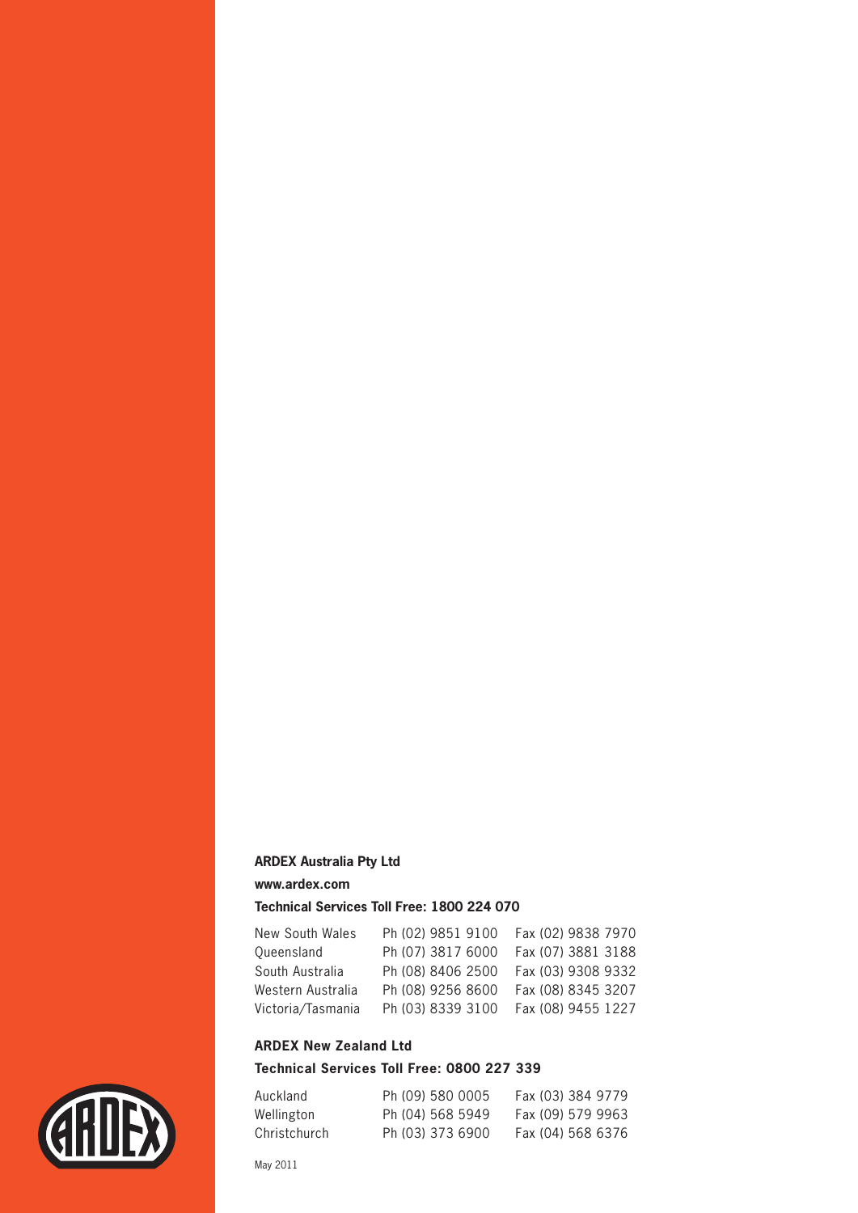**ARDEX Australia Pty Ltd**

**www.ardex.com**

**Technical Services Toll Free: 1800 224 070**

| | | |
|---|---|---|
| New South Wales | Ph (02) 9851 9100 | Fax (02) 9838 7970 |
| Queensland | Ph (07) 3817 6000 | Fax (07) 3881 3188 |
| South Australia | Ph (08) 8406 2500 | Fax (03) 9308 9332 |
| Western Australia | Ph (08) 9256 8600 | Fax (08) 8345 3207 |
| Victoria/Tasmania | Ph (03) 8339 3100 | Fax (08) 9455 1227 |

**ARDEX New Zealand Ltd**

**Technical Services Toll Free: 0800 227 339**

| | | |
|---|---|---|
| Auckland | Ph (09) 580 0005 | Fax (03) 384 9779 |
| Wellington | Ph (04) 568 5949 | Fax (09) 579 9963 |
| Christchurch | Ph (03) 373 6900 | Fax (04) 568 6376 |

ARDEX

May 2011